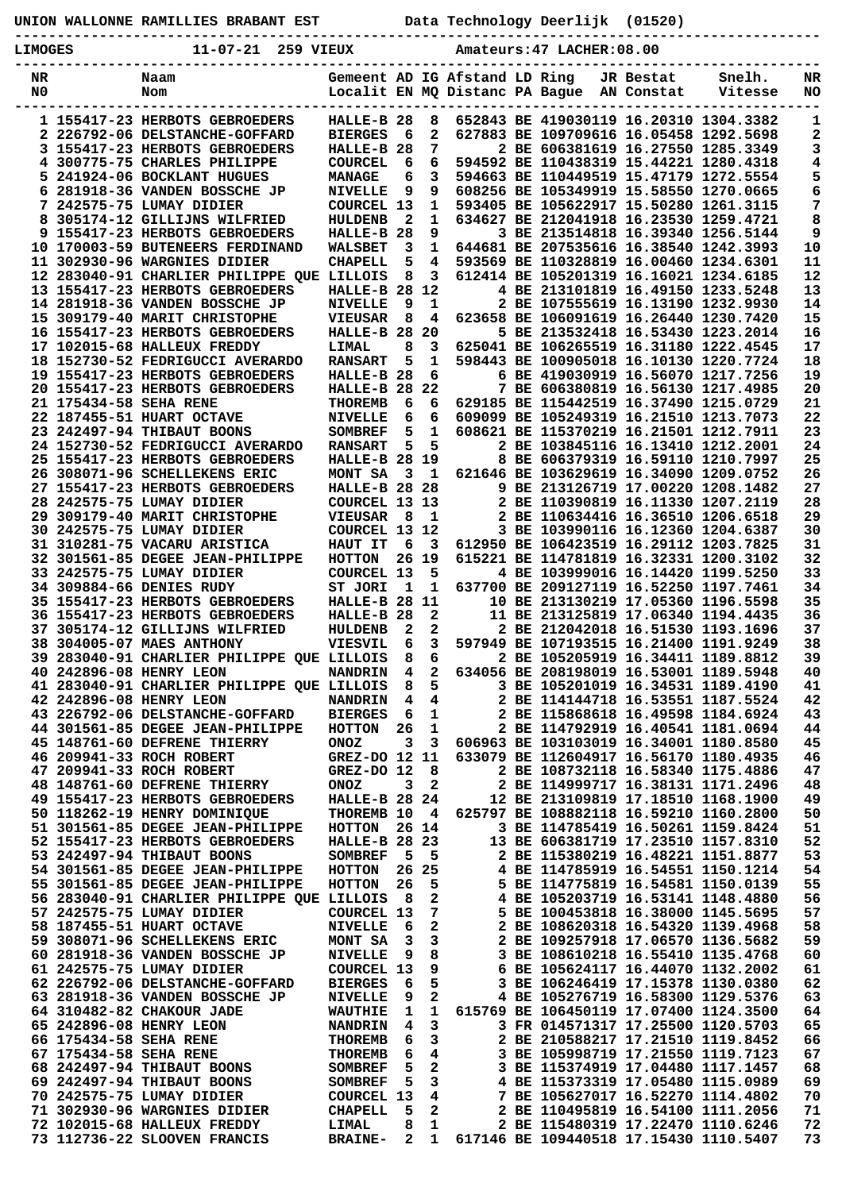UNION WALLONNE RAMILLIES BRABANT EST          Data Technology Deerlijk (01520)

LIMOGES          11-07-21  259 VIEUX          Amateurs:47 LACHER:08.00

| NR N0 | Naam Nom | Gemeent Localit | AD EN | IG MQ | Afstand Distanc | LD PA | Ring Bague | JR AN | Bestat Constat | Snelh. Vitesse | NR NO |
|---|---|---|---|---|---|---|---|---|---|---|---|
| 1 | 155417-23 HERBOTS GEBROEDERS | HALLE-B | 28 | 8 | 652843 | BE | 4190301 | 19 | 16.20310 | 1304.3382 | 1 |
| 2 | 226792-06 DELSTANCHE-GOFFARD | BIERGES | 6 | 2 | 627883 | BE | 1097096 | 16 | 16.05458 | 1292.5698 | 2 |
| 3 | 155417-23 HERBOTS GEBROEDERS | HALLE-B | 28 | 7 | 2 | BE | 6063816 | 19 | 16.27550 | 1285.3349 | 3 |
| 4 | 300775-75 CHARLES PHILIPPE | COURCEL | 6 | 6 | 594592 | BE | 1104383 | 19 | 15.44221 | 1280.4318 | 4 |
| 5 | 241924-06 BOCKLANT HUGUES | MANAGE | 6 | 3 | 594663 | BE | 1104495 | 19 | 15.47179 | 1272.5554 | 5 |
| 6 | 281918-36 VANDEN BOSSCHE JP | NIVELLE | 9 | 9 | 608256 | BE | 1053499 | 19 | 15.58550 | 1270.0665 | 6 |
| 7 | 242575-75 LUMAY DIDIER | COURCEL | 13 | 1 | 593405 | BE | 1056229 | 17 | 15.50280 | 1261.3115 | 7 |
| 8 | 305174-12 GILLIJNS WILFRIED | HULDENB | 2 | 1 | 634627 | BE | 2120419 | 18 | 16.23530 | 1259.4721 | 8 |
| 9 | 155417-23 HERBOTS GEBROEDERS | HALLE-B | 28 | 9 | 3 | BE | 2135148 | 18 | 16.39340 | 1256.5144 | 9 |
| 10 | 170003-59 BUTENEERS FERDINAND | WALSBET | 3 | 1 | 644681 | BE | 2075356 | 16 | 16.38540 | 1242.3993 | 10 |
| 11 | 302930-96 WARGNIES DIDIER | CHAPELL | 5 | 4 | 593569 | BE | 1103288 | 19 | 16.00460 | 1234.6301 | 11 |
| 12 | 283040-91 CHARLIER PHILIPPE QUE | LILLOIS | 8 | 3 | 612414 | BE | 1052013 | 19 | 16.16021 | 1234.6185 | 12 |
| 13 | 155417-23 HERBOTS GEBROEDERS | HALLE-B | 28 | 12 | 4 | BE | 2131018 | 19 | 16.49150 | 1233.5248 | 13 |
| 14 | 281918-36 VANDEN BOSSCHE JP | NIVELLE | 9 | 1 | 2 | BE | 1075556 | 19 | 16.13190 | 1232.9930 | 14 |
| 15 | 309179-40 MARIT CHRISTOPHE | VIEUSAR | 8 | 4 | 623658 | BE | 1060916 | 19 | 16.26440 | 1230.7420 | 15 |
| 16 | 155417-23 HERBOTS GEBROEDERS | HALLE-B | 28 | 20 | 5 | BE | 2135324 | 18 | 16.53430 | 1223.2014 | 16 |
| 17 | 102015-68 HALLEUX FREDDY | LIMAL | 8 | 3 | 625041 | BE | 1062655 | 19 | 16.31180 | 1222.4545 | 17 |
| 18 | 152730-52 FEDRIGUCCI AVERARDO | RANSART | 5 | 1 | 598443 | BE | 1009050 | 18 | 16.10130 | 1220.7724 | 18 |
| 19 | 155417-23 HERBOTS GEBROEDERS | HALLE-B | 28 | 6 | 6 | BE | 4190301 | 19 | 16.56070 | 1217.7256 | 19 |
| 20 | 155417-23 HERBOTS GEBROEDERS | HALLE-B | 28 | 22 | 7 | BE | 6063808 | 19 | 16.56130 | 1217.4985 | 20 |
| 21 | 175434-58 SEHA RENE | THOREMB | 6 | 6 | 629185 | BE | 1154425 | 19 | 16.37490 | 1215.0729 | 21 |
| 22 | 187455-51 HUART OCTAVE | NIVELLE | 6 | 6 | 609099 | BE | 1052495 | 19 | 16.21510 | 1213.7073 | 22 |
| 23 | 242497-94 THIBAUT BOONS | SOMBREF | 5 | 1 | 608621 | BE | 1153702 | 19 | 16.21501 | 1212.7911 | 23 |
| 24 | 152730-52 FEDRIGUCCI AVERARDO | RANSART | 5 | 5 | 2 | BE | 1038451 | 16 | 16.13410 | 1212.2001 | 24 |
| 25 | 155417-23 HERBOTS GEBROEDERS | HALLE-B | 28 | 19 | 8 | BE | 6063793 | 19 | 16.59110 | 1210.7997 | 25 |
| 26 | 308071-96 SCHELLEKENS ERIC | MONT SA | 3 | 1 | 621646 | BE | 1036296 | 19 | 16.34090 | 1209.0752 | 26 |
| 27 | 155417-23 HERBOTS GEBROEDERS | HALLE-B | 28 | 28 | 9 | BE | 2131267 | 19 | 17.00220 | 1208.1482 | 27 |
| 28 | 242575-75 LUMAY DIDIER | COURCEL | 13 | 13 | 2 | BE | 1103908 | 19 | 16.11330 | 1207.2119 | 28 |
| 29 | 309179-40 MARIT CHRISTOPHE | VIEUSAR | 8 | 1 | 2 | BE | 1106344 | 16 | 16.36510 | 1206.6518 | 29 |
| 30 | 242575-75 LUMAY DIDIER | COURCEL | 13 | 12 | 3 | BE | 1039901 | 16 | 16.12360 | 1204.6387 | 30 |
| 31 | 310281-75 VACARU ARISTICA | HAUT IT | 6 | 3 | 612950 | BE | 1064235 | 19 | 16.29112 | 1203.7825 | 31 |
| 32 | 301561-85 DEGEE JEAN-PHILIPPE | HOTTON | 26 | 19 | 615221 | BE | 1147818 | 19 | 16.32331 | 1200.3102 | 32 |
| 33 | 242575-75 LUMAY DIDIER | COURCEL | 13 | 5 | 4 | BE | 1039990 | 16 | 16.14420 | 1199.5250 | 33 |
| 34 | 309884-66 DENIES RUDY | ST JORI | 1 | 1 | 637700 | BE | 2090271 | 19 | 16.52250 | 1197.7461 | 34 |
| 35 | 155417-23 HERBOTS GEBROEDERS | HALLE-B | 28 | 11 | 10 | BE | 2131302 | 19 | 17.05360 | 1196.5598 | 35 |
| 36 | 155417-23 HERBOTS GEBROEDERS | HALLE-B | 28 | 2 | 11 | BE | 2131258 | 19 | 17.06340 | 1194.4435 | 36 |
| 37 | 305174-12 GILLIJNS WILFRIED | HULDENB | 2 | 2 | 2 | BE | 2120420 | 18 | 16.51530 | 1193.1696 | 37 |
| 38 | 304005-07 MAES ANTHONY | VIESVIL | 6 | 3 | 597949 | BE | 1071935 | 15 | 16.21400 | 1191.9249 | 38 |
| 39 | 283040-91 CHARLIER PHILIPPE QUE | LILLOIS | 8 | 6 | 2 | BE | 1052059 | 19 | 16.34411 | 1189.8812 | 39 |
| 40 | 242896-08 HENRY LEON | NANDRIN | 4 | 2 | 634056 | BE | 2081980 | 19 | 16.53001 | 1189.5948 | 40 |
| 41 | 283040-91 CHARLIER PHILIPPE QUE | LILLOIS | 8 | 5 | 3 | BE | 1052010 | 19 | 16.34531 | 1189.4190 | 41 |
| 42 | 242896-08 HENRY LEON | NANDRIN | 4 | 4 | 2 | BE | 1141447 | 18 | 16.53551 | 1187.5524 | 42 |
| 43 | 226792-06 DELSTANCHE-GOFFARD | BIERGES | 6 | 1 | 2 | BE | 1158686 | 18 | 16.49598 | 1184.6924 | 43 |
| 44 | 301561-85 DEGEE JEAN-PHILIPPE | HOTTON | 26 | 1 | 2 | BE | 1147929 | 19 | 16.40541 | 1181.0694 | 44 |
| 45 | 148761-60 DEFRENE THIERRY | ONOZ | 3 | 3 | 606963 | BE | 1031030 | 19 | 16.34001 | 1180.8580 | 45 |
| 46 | 209941-33 ROCH ROBERT | GREZ-DO | 12 | 11 | 633079 | BE | 1126049 | 17 | 16.56170 | 1180.4935 | 46 |
| 47 | 209941-33 ROCH ROBERT | GREZ-DO | 12 | 8 | 2 | BE | 1087321 | 18 | 16.58340 | 1175.4886 | 47 |
| 48 | 148761-60 DEFRENE THIERRY | ONOZ | 3 | 2 | 2 | BE | 1149997 | 17 | 16.38131 | 1171.2496 | 48 |
| 49 | 155417-23 HERBOTS GEBROEDERS | HALLE-B | 28 | 24 | 12 | BE | 2131098 | 19 | 17.18510 | 1168.1900 | 49 |
| 50 | 118262-19 HENRY DOMINIQUE | THOREMB | 10 | 4 | 625797 | BE | 1088821 | 18 | 16.59210 | 1160.2800 | 50 |
| 51 | 301561-85 DEGEE JEAN-PHILIPPE | HOTTON | 26 | 14 | 3 | BE | 1147854 | 19 | 16.50261 | 1159.8424 | 51 |
| 52 | 155417-23 HERBOTS GEBROEDERS | HALLE-B | 28 | 23 | 13 | BE | 6063817 | 19 | 17.23510 | 1157.8310 | 52 |
| 53 | 242497-94 THIBAUT BOONS | SOMBREF | 5 | 5 | 2 | BE | 1153802 | 19 | 16.48221 | 1151.8877 | 53 |
| 54 | 301561-85 DEGEE JEAN-PHILIPPE | HOTTON | 26 | 25 | 4 | BE | 1147859 | 19 | 16.54551 | 1150.1214 | 54 |
| 55 | 301561-85 DEGEE JEAN-PHILIPPE | HOTTON | 26 | 5 | 5 | BE | 1147758 | 19 | 16.54581 | 1150.0139 | 55 |
| 56 | 283040-91 CHARLIER PHILIPPE QUE | LILLOIS | 8 | 2 | 4 | BE | 1052037 | 19 | 16.53141 | 1148.4880 | 56 |
| 57 | 242575-75 LUMAY DIDIER | COURCEL | 13 | 7 | 5 | BE | 1004538 | 18 | 16.38000 | 1145.5695 | 57 |
| 58 | 187455-51 HUART OCTAVE | NIVELLE | 6 | 2 | 2 | BE | 1086203 | 18 | 16.54320 | 1139.4968 | 58 |
| 59 | 308071-96 SCHELLEKENS ERIC | MONT SA | 3 | 3 | 2 | BE | 1092579 | 18 | 17.06570 | 1136.5682 | 59 |
| 60 | 281918-36 VANDEN BOSSCHE JP | NIVELLE | 9 | 8 | 3 | BE | 1086103 | 18 | 16.55410 | 1135.4768 | 60 |
| 61 | 242575-75 LUMAY DIDIER | COURCEL | 13 | 9 | 6 | BE | 1056241 | 17 | 16.44070 | 1132.2002 | 61 |
| 62 | 226792-06 DELSTANCHE-GOFFARD | BIERGES | 6 | 5 | 3 | BE | 1062464 | 19 | 17.15378 | 1130.0380 | 62 |
| 63 | 281918-36 VANDEN BOSSCHE JP | NIVELLE | 9 | 2 | 4 | BE | 1052766 | 19 | 16.58300 | 1129.5376 | 63 |
| 64 | 310482-82 CHAKOUR JADE | WAUTHIE | 1 | 1 | 615769 | BE | 1064501 | 19 | 17.07400 | 1124.3500 | 64 |
| 65 | 242896-08 HENRY LEON | NANDRIN | 4 | 3 | 3 | FR | 0145713 | 17 | 17.25500 | 1120.5703 | 65 |
| 66 | 175434-58 SEHA RENE | THOREMB | 6 | 3 | 2 | BE | 2105882 | 17 | 17.21510 | 1119.8452 | 66 |
| 67 | 175434-58 SEHA RENE | THOREMB | 6 | 4 | 3 | BE | 1059987 | 19 | 17.21550 | 1119.7123 | 67 |
| 68 | 242497-94 THIBAUT BOONS | SOMBREF | 5 | 2 | 3 | BE | 1153743 | 19 | 17.04480 | 1117.1457 | 68 |
| 69 | 242497-94 THIBAUT BOONS | SOMBREF | 5 | 3 | 4 | BE | 1153733 | 19 | 17.05480 | 1115.0989 | 69 |
| 70 | 242575-75 LUMAY DIDIER | COURCEL | 13 | 4 | 7 | BE | 1056270 | 17 | 16.52270 | 1114.4802 | 70 |
| 71 | 302930-96 WARGNIES DIDIER | CHAPELL | 5 | 2 | 2 | BE | 1104958 | 19 | 16.54100 | 1111.2056 | 71 |
| 72 | 102015-68 HALLEUX FREDDY | LIMAL | 8 | 1 | 2 | BE | 1154803 | 19 | 17.22470 | 1110.6246 | 72 |
| 73 | 112736-22 SLOOVEN FRANCIS | BRAINE- | 2 | 1 | 617146 | BE | 1094405 | 18 | 17.15430 | 1110.5407 | 73 |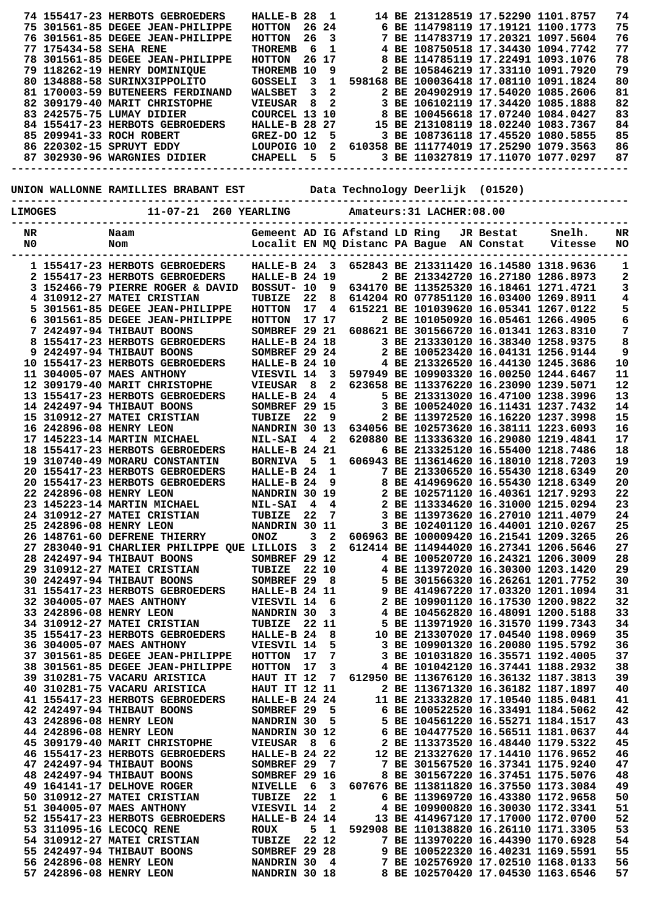| NR | Naam | Gemeent | AD | IG | Afstand | LD | Ring | JR | Bestat | Snelh. | NR |
|---|---|---|---|---|---|---|---|---|---|---|---|
| 74 | 155417-23 HERBOTS GEBROEDERS | HALLE-B | 28 | 1 | | 14 | BE 2131285 | 19 | 17.52290 | 1101.8757 | 74 |
| 75 | 301561-85 DEGEE JEAN-PHILIPPE | HOTTON | 26 | 24 | | 6 | BE 1147981 | 19 | 17.19121 | 1100.1773 | 75 |
| 76 | 301561-85 DEGEE JEAN-PHILIPPE | HOTTON | 26 | 3 | | 7 | BE 1147837 | 19 | 17.20321 | 1097.5604 | 76 |
| 77 | 175434-58 SEHA RENE | THOREMB | 6 | 1 | | 4 | BE 1087505 | 18 | 17.34430 | 1094.7742 | 77 |
| 78 | 301561-85 DEGEE JEAN-PHILIPPE | HOTTON | 26 | 17 | | 8 | BE 1147851 | 19 | 17.22491 | 1093.1076 | 78 |
| 79 | 118262-19 HENRY DOMINIQUE | THOREMB | 10 | 9 | | 2 | BE 1058462 | 19 | 17.33110 | 1091.7920 | 79 |
| 80 | 134888-58 SURINX3IPPOLITO | GOSSELI | 3 | 1 | 598168 | | BE 1000364 | 18 | 17.08110 | 1091.1824 | 80 |
| 81 | 170003-59 BUTENEERS FERDINAND | WALSBET | 3 | 2 | | 2 | BE 2049029 | 19 | 17.54020 | 1085.2606 | 81 |
| 82 | 309179-40 MARIT CHRISTOPHE | VIEUSAR | 8 | 2 | | 3 | BE 1061021 | 19 | 17.34420 | 1085.1888 | 82 |
| 83 | 242575-75 LUMAY DIDIER | COURCEL | 13 | 10 | | 8 | BE 1004566 | 18 | 17.07240 | 1084.0427 | 83 |
| 84 | 155417-23 HERBOTS GEBROEDERS | HALLE-B | 28 | 27 | | 15 | BE 2131081 | 19 | 18.02240 | 1083.7367 | 84 |
| 85 | 209941-33 ROCH ROBERT | GREZ-DO | 12 | 5 | | 3 | BE 1087361 | 18 | 17.45520 | 1080.5855 | 85 |
| 86 | 220302-15 SPRUYT EDDY | LOUPOIG | 10 | 2 | 610358 | | BE 1117740 | 19 | 17.25290 | 1079.3563 | 86 |
| 87 | 302930-96 WARGNIES DIDIER | CHAPELL | 5 | 5 | | 3 | BE 1103278 | 19 | 17.11070 | 1077.0297 | 87 |

UNION WALLONNE RAMILLIES BRABANT EST — Data Technology Deerlijk (01520)

LIMOGES — 11-07-21 — 260 YEARLING — Amateurs:31 LACHER:08.00

| NR N0 | Naam Nom | Gemeent Localit | AD EN | IG MQ | Afstand Distanc | LD PA | Ring Bague | JR AN | Bestat Constat | Snelh. Vitesse | NR NO |
|---|---|---|---|---|---|---|---|---|---|---|---|
| 1 | 155417-23 HERBOTS GEBROEDERS | HALLE-B | 24 | 3 | 652843 | | BE 2133114 | 20 | 16.14580 | 1318.9636 | 1 |
| 2 | 155417-23 HERBOTS GEBROEDERS | HALLE-B | 24 | 19 | | 2 | BE 2133427 | 20 | 16.27180 | 1286.8973 | 2 |
| 3 | 152466-79 PIERRE ROGER & DAVID | BOSSUT- | 10 | 9 | 634170 | | BE 1135253 | 20 | 16.18461 | 1271.4721 | 3 |
| 4 | 310912-27 MATEI CRISTIAN | TUBIZE | 22 | 8 | 614204 | | RO 0778511 | 20 | 16.03400 | 1269.8911 | 4 |
| 5 | 301561-85 DEGEE JEAN-PHILIPPE | HOTTON | 17 | 4 | 615221 | | BE 1010396 | 20 | 16.05341 | 1267.0122 | 5 |
| 6 | 301561-85 DEGEE JEAN-PHILIPPE | HOTTON | 17 | 17 | | 2 | BE 1010509 | 20 | 16.05461 | 1266.4905 | 6 |
| 7 | 242497-94 THIBAUT BOONS | SOMBREF | 29 | 21 | 608621 | | BE 3015667 | 20 | 16.01341 | 1263.8310 | 7 |
| 8 | 155417-23 HERBOTS GEBROEDERS | HALLE-B | 24 | 18 | | 3 | BE 2133301 | 20 | 16.38340 | 1258.9375 | 8 |
| 9 | 242497-94 THIBAUT BOONS | SOMBREF | 29 | 24 | | 2 | BE 1005234 | 20 | 16.04131 | 1256.9144 | 9 |
| 10 | 155417-23 HERBOTS GEBROEDERS | HALLE-B | 24 | 10 | | 4 | BE 2133265 | 20 | 16.44130 | 1245.3686 | 10 |
| 11 | 304005-07 MAES ANTHONY | VIESVIL | 14 | 3 | 597949 | | BE 1099033 | 20 | 16.00250 | 1244.6467 | 11 |
| 12 | 309179-40 MARIT CHRISTOPHE | VIEUSAR | 8 | 2 | 623658 | | BE 1133762 | 20 | 16.23090 | 1239.5071 | 12 |
| 13 | 155417-23 HERBOTS GEBROEDERS | HALLE-B | 24 | 4 | | 5 | BE 2133130 | 20 | 16.47100 | 1238.3996 | 13 |
| 14 | 242497-94 THIBAUT BOONS | SOMBREF | 29 | 15 | | 3 | BE 1005240 | 20 | 16.11431 | 1237.7432 | 14 |
| 15 | 310912-27 MATEI CRISTIAN | TUBIZE | 22 | 9 | | 2 | BE 1139725 | 20 | 16.16220 | 1237.3998 | 15 |
| 16 | 242896-08 HENRY LEON | NANDRIN | 30 | 13 | 634056 | | BE 1025736 | 20 | 16.38111 | 1223.6093 | 16 |
| 17 | 145223-14 MARTIN MICHAEL | NIL-SAI | 4 | 2 | 620880 | | BE 1133362 | 20 | 16.29080 | 1219.4841 | 17 |
| 18 | 155417-23 HERBOTS GEBROEDERS | HALLE-B | 24 | 21 | | 6 | BE 2133251 | 20 | 16.55400 | 1218.7486 | 18 |
| 19 | 310740-49 MORARU CONSTANTIN | BORNIVA | 5 | 1 | 606943 | | BE 1136146 | 20 | 16.18010 | 1218.7203 | 19 |
| 20 | 155417-23 HERBOTS GEBROEDERS | HALLE-B | 24 | 1 | | 7 | BE 2133065 | 20 | 16.55430 | 1218.6349 | 20 |
| 20 | 155417-23 HERBOTS GEBROEDERS | HALLE-B | 24 | 9 | | 8 | BE 4149696 | 20 | 16.55430 | 1218.6349 | 20 |
| 22 | 242896-08 HENRY LEON | NANDRIN | 30 | 19 | | 2 | BE 1025710 | 20 | 16.40361 | 1217.9293 | 22 |
| 23 | 145223-14 MARTIN MICHAEL | NIL-SAI | 4 | 4 | | 2 | BE 1133346 | 20 | 16.31000 | 1215.0294 | 23 |
| 24 | 310912-27 MATEI CRISTIAN | TUBIZE | 22 | 7 | | 3 | BE 1139736 | 20 | 16.27010 | 1211.4079 | 24 |
| 25 | 242896-08 HENRY LEON | NANDRIN | 30 | 11 | | 3 | BE 1024011 | 20 | 16.44001 | 1210.0267 | 25 |
| 26 | 148761-60 DEFRENE THIERRY | ONOZ | 3 | 2 | 606963 | | BE 1000094 | 20 | 16.21541 | 1209.3265 | 26 |
| 27 | 283040-91 CHARLIER PHILIPPE QUE | LILLOIS | 3 | 2 | 612414 | | BE 1149440 | 20 | 16.27341 | 1206.5646 | 27 |
| 28 | 242497-94 THIBAUT BOONS | SOMBREF | 29 | 12 | | 4 | BE 1005207 | 20 | 16.24321 | 1206.3009 | 28 |
| 29 | 310912-27 MATEI CRISTIAN | TUBIZE | 22 | 10 | | 4 | BE 1139720 | 20 | 16.30300 | 1203.1420 | 29 |
| 30 | 242497-94 THIBAUT BOONS | SOMBREF | 29 | 8 | | 5 | BE 3015663 | 20 | 16.26261 | 1201.7752 | 30 |
| 31 | 155417-23 HERBOTS GEBROEDERS | HALLE-B | 24 | 11 | | 9 | BE 4149672 | 20 | 17.03320 | 1201.1094 | 31 |
| 32 | 304005-07 MAES ANTHONY | VIESVIL | 14 | 6 | | 2 | BE 1099011 | 20 | 16.17530 | 1200.9822 | 32 |
| 33 | 242896-08 HENRY LEON | NANDRIN | 30 | 3 | | 4 | BE 1045628 | 20 | 16.48091 | 1200.5188 | 33 |
| 34 | 310912-27 MATEI CRISTIAN | TUBIZE | 22 | 11 | | 5 | BE 1139715 | 20 | 16.31570 | 1199.7343 | 34 |
| 35 | 155417-23 HERBOTS GEBROEDERS | HALLE-B | 24 | 8 | | 10 | BE 2133070 | 20 | 17.04520 | 1198.0969 | 35 |
| 36 | 304005-07 MAES ANTHONY | VIESVIL | 14 | 5 | | 3 | BE 1099013 | 20 | 16.20080 | 1195.5792 | 36 |
| 37 | 301561-85 DEGEE JEAN-PHILIPPE | HOTTON | 17 | 7 | | 3 | BE 1010318 | 20 | 16.35571 | 1192.4005 | 37 |
| 38 | 301561-85 DEGEE JEAN-PHILIPPE | HOTTON | 17 | 3 | | 4 | BE 1010421 | 20 | 16.37441 | 1188.2932 | 38 |
| 39 | 310281-75 VACARU ARISTICA | HAUT IT | 12 | 7 | 612950 | | BE 1136761 | 20 | 16.36132 | 1187.3813 | 39 |
| 40 | 310281-75 VACARU ARISTICA | HAUT IT | 12 | 11 | | 2 | BE 1136713 | 20 | 16.36182 | 1187.1897 | 40 |
| 41 | 155417-23 HERBOTS GEBROEDERS | HALLE-B | 24 | 24 | | 11 | BE 2133328 | 20 | 17.10540 | 1185.0481 | 41 |
| 42 | 242497-94 THIBAUT BOONS | SOMBREF | 29 | 5 | | 6 | BE 1005225 | 20 | 16.33491 | 1184.5062 | 42 |
| 43 | 242896-08 HENRY LEON | NANDRIN | 30 | 5 | | 5 | BE 1045612 | 20 | 16.55271 | 1184.1517 | 43 |
| 44 | 242896-08 HENRY LEON | NANDRIN | 30 | 12 | | 6 | BE 1044775 | 20 | 16.56511 | 1181.0637 | 44 |
| 45 | 309179-40 MARIT CHRISTOPHE | VIEUSAR | 8 | 6 | | 2 | BE 1133735 | 20 | 16.48440 | 1179.5322 | 45 |
| 46 | 155417-23 HERBOTS GEBROEDERS | HALLE-B | 24 | 22 | | 12 | BE 2133276 | 20 | 17.14410 | 1176.9652 | 46 |
| 47 | 242497-94 THIBAUT BOONS | SOMBREF | 29 | 7 | | 7 | BE 3015675 | 20 | 16.37341 | 1175.9240 | 47 |
| 48 | 242497-94 THIBAUT BOONS | SOMBREF | 29 | 16 | | 8 | BE 3015672 | 20 | 16.37451 | 1175.5076 | 48 |
| 49 | 164141-17 DELHOVE ROGER | NIVELLE | 6 | 3 | 607676 | | BE 1138118 | 20 | 16.37550 | 1173.3084 | 49 |
| 50 | 310912-27 MATEI CRISTIAN | TUBIZE | 22 | 1 | | 6 | BE 1139697 | 20 | 16.43380 | 1172.9658 | 50 |
| 51 | 304005-07 MAES ANTHONY | VIESVIL | 14 | 2 | | 4 | BE 1099008 | 20 | 16.30030 | 1172.3341 | 51 |
| 52 | 155417-23 HERBOTS GEBROEDERS | HALLE-B | 24 | 14 | | 13 | BE 4149671 | 20 | 17.17000 | 1172.0700 | 52 |
| 53 | 311095-16 LECOCQ RENE | ROUX | 5 | 1 | 592908 | | BE 1101388 | 20 | 16.26110 | 1171.3305 | 53 |
| 54 | 310912-27 MATEI CRISTIAN | TUBIZE | 22 | 12 | | 7 | BE 1139702 | 20 | 16.44390 | 1170.6928 | 54 |
| 55 | 242497-94 THIBAUT BOONS | SOMBREF | 29 | 28 | | 9 | BE 1005223 | 20 | 16.40231 | 1169.5591 | 55 |
| 56 | 242896-08 HENRY LEON | NANDRIN | 30 | 4 | | 7 | BE 1025769 | 20 | 17.02510 | 1168.0133 | 56 |
| 57 | 242896-08 HENRY LEON | NANDRIN | 30 | 18 | | 8 | BE 1025704 | 20 | 17.04530 | 1163.6546 | 57 |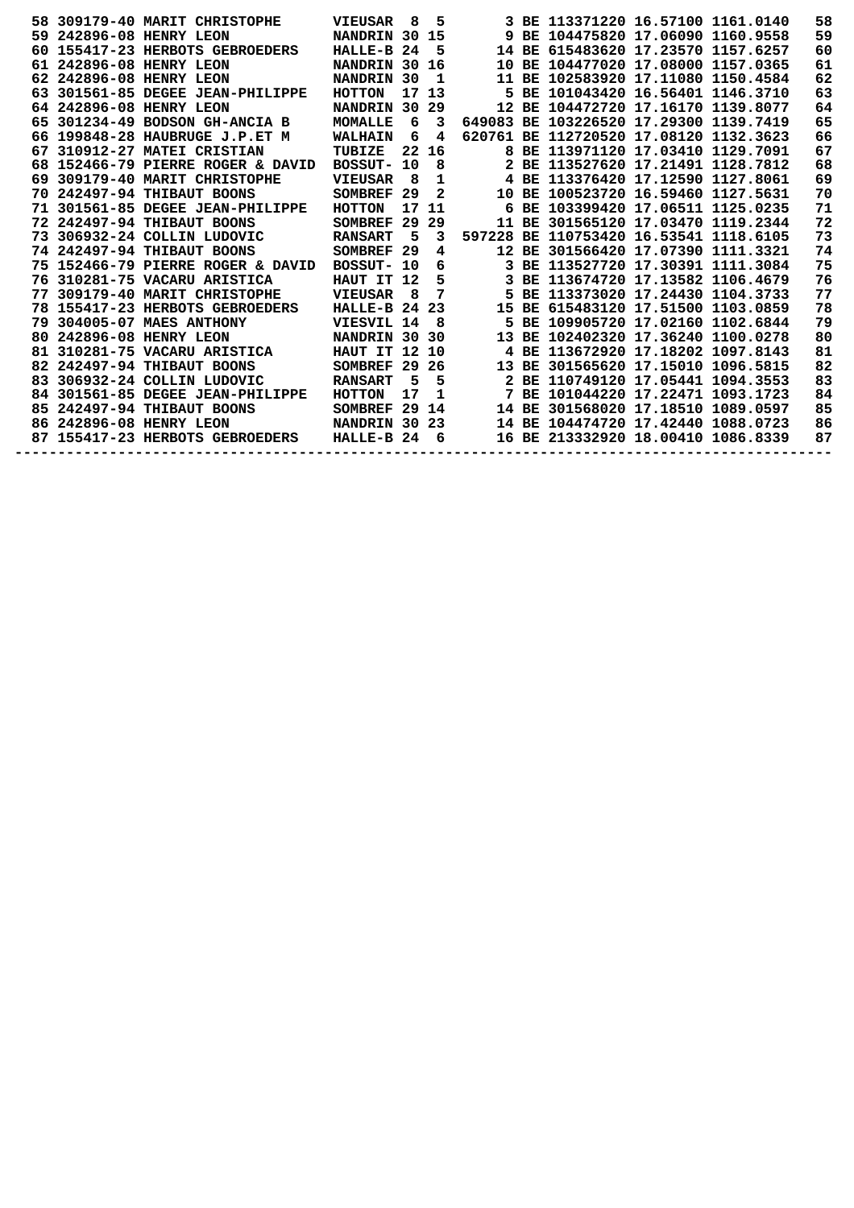| | | | | | | | | | | | |
|---|---|---|---|---|---|---|---|---|---|---|---|
| 58 | 309179-40 | MARIT CHRISTOPHE | VIEUSAR | 8 | 5 | 3 | BE 113371220 | 16.57100 | 1161.0140 | 58 |
| 59 | 242896-08 | HENRY LEON | NANDRIN | 30 | 15 | 9 | BE 104475820 | 17.06090 | 1160.9558 | 59 |
| 60 | 155417-23 | HERBOTS GEBROEDERS | HALLE-B | 24 | 5 | 14 | BE 615483620 | 17.23570 | 1157.6257 | 60 |
| 61 | 242896-08 | HENRY LEON | NANDRIN | 30 | 16 | 10 | BE 104477020 | 17.08000 | 1157.0365 | 61 |
| 62 | 242896-08 | HENRY LEON | NANDRIN | 30 | 1 | 11 | BE 102583920 | 17.11080 | 1150.4584 | 62 |
| 63 | 301561-85 | DEGEE JEAN-PHILIPPE | HOTTON | 17 | 13 | 5 | BE 101043420 | 16.56401 | 1146.3710 | 63 |
| 64 | 242896-08 | HENRY LEON | NANDRIN | 30 | 29 | 12 | BE 104472720 | 17.16170 | 1139.8077 | 64 |
| 65 | 301234-49 | BODSON GH-ANCIA B | MOMALLE | 6 | 3 | 649083 | BE 103226520 | 17.29300 | 1139.7419 | 65 |
| 66 | 199848-28 | HAUBRUGE J.P.ET M | WALHAIN | 6 | 4 | 620761 | BE 112720520 | 17.08120 | 1132.3623 | 66 |
| 67 | 310912-27 | MATEI CRISTIAN | TUBIZE | 22 | 16 | 8 | BE 113971120 | 17.03410 | 1129.7091 | 67 |
| 68 | 152466-79 | PIERRE ROGER & DAVID | BOSSUT- | 10 | 8 | 2 | BE 113527620 | 17.21491 | 1128.7812 | 68 |
| 69 | 309179-40 | MARIT CHRISTOPHE | VIEUSAR | 8 | 1 | 4 | BE 113376420 | 17.12590 | 1127.8061 | 69 |
| 70 | 242497-94 | THIBAUT BOONS | SOMBREF | 29 | 2 | 10 | BE 100523720 | 16.59460 | 1127.5631 | 70 |
| 71 | 301561-85 | DEGEE JEAN-PHILIPPE | HOTTON | 17 | 11 | 6 | BE 103399420 | 17.06511 | 1125.0235 | 71 |
| 72 | 242497-94 | THIBAUT BOONS | SOMBREF | 29 | 29 | 11 | BE 301565120 | 17.03470 | 1119.2344 | 72 |
| 73 | 306932-24 | COLLIN LUDOVIC | RANSART | 5 | 3 | 597228 | BE 110753420 | 16.53541 | 1118.6105 | 73 |
| 74 | 242497-94 | THIBAUT BOONS | SOMBREF | 29 | 4 | 12 | BE 301566420 | 17.07390 | 1111.3321 | 74 |
| 75 | 152466-79 | PIERRE ROGER & DAVID | BOSSUT- | 10 | 6 | 3 | BE 113527720 | 17.30391 | 1111.3084 | 75 |
| 76 | 310281-75 | VACARU ARISTICA | HAUT IT | 12 | 5 | 3 | BE 113674720 | 17.13582 | 1106.4679 | 76 |
| 77 | 309179-40 | MARIT CHRISTOPHE | VIEUSAR | 8 | 7 | 5 | BE 113373020 | 17.24430 | 1104.3733 | 77 |
| 78 | 155417-23 | HERBOTS GEBROEDERS | HALLE-B | 24 | 23 | 15 | BE 615483120 | 17.51500 | 1103.0859 | 78 |
| 79 | 304005-07 | MAES ANTHONY | VIESVIL | 14 | 8 | 5 | BE 109905720 | 17.02160 | 1102.6844 | 79 |
| 80 | 242896-08 | HENRY LEON | NANDRIN | 30 | 30 | 13 | BE 102402320 | 17.36240 | 1100.0278 | 80 |
| 81 | 310281-75 | VACARU ARISTICA | HAUT IT | 12 | 10 | 4 | BE 113672920 | 17.18202 | 1097.8143 | 81 |
| 82 | 242497-94 | THIBAUT BOONS | SOMBREF | 29 | 26 | 13 | BE 301565620 | 17.15010 | 1096.5815 | 82 |
| 83 | 306932-24 | COLLIN LUDOVIC | RANSART | 5 | 5 | 2 | BE 110749120 | 17.05441 | 1094.3553 | 83 |
| 84 | 301561-85 | DEGEE JEAN-PHILIPPE | HOTTON | 17 | 1 | 7 | BE 101044220 | 17.22471 | 1093.1723 | 84 |
| 85 | 242497-94 | THIBAUT BOONS | SOMBREF | 29 | 14 | 14 | BE 301568020 | 17.18510 | 1089.0597 | 85 |
| 86 | 242896-08 | HENRY LEON | NANDRIN | 30 | 23 | 14 | BE 104474720 | 17.42440 | 1088.0723 | 86 |
| 87 | 155417-23 | HERBOTS GEBROEDERS | HALLE-B | 24 | 6 | 16 | BE 213332920 | 18.00410 | 1086.8339 | 87 |